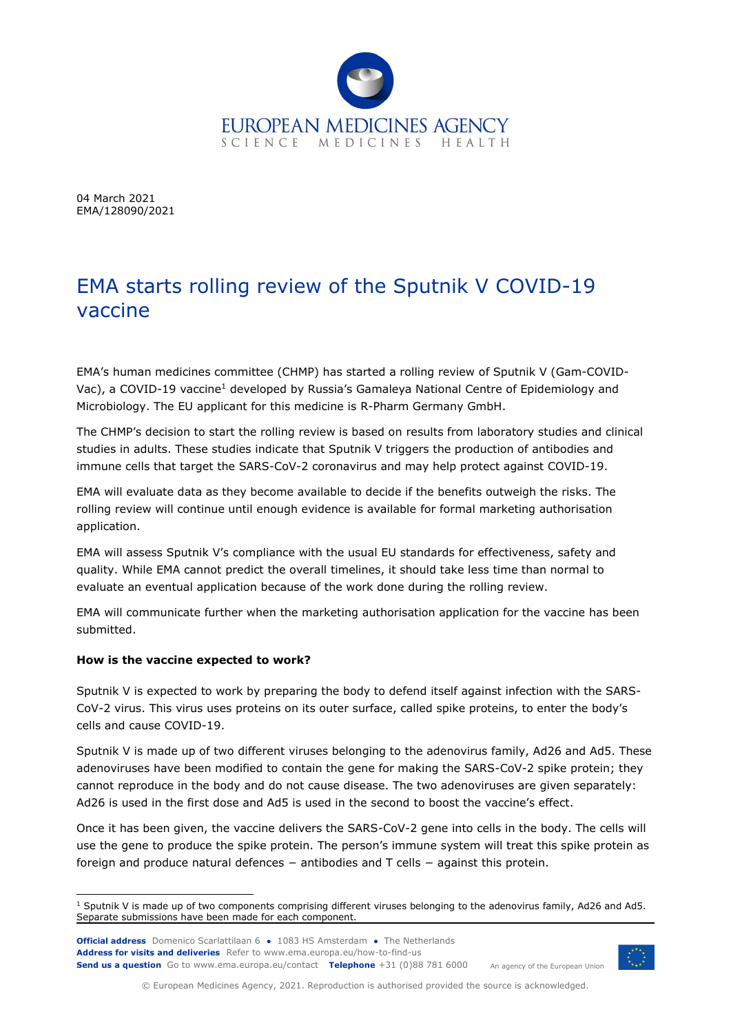EUROPEAN MEDICINES AGENCY
SCIENCE MEDICINES HEALTH

04 March 2021
EMA/128090/2021

# EMA starts rolling review of the Sputnik V COVID-19 vaccine

EMA's human medicines committee (CHMP) has started a rolling review of Sputnik V (Gam-COVID-Vac), a COVID-19 vaccine[1] developed by Russia's Gamaleya National Centre of Epidemiology and Microbiology. The EU applicant for this medicine is R-Pharm Germany GmbH.

The CHMP's decision to start the rolling review is based on results from laboratory studies and clinical studies in adults. These studies indicate that Sputnik V triggers the production of antibodies and immune cells that target the SARS-CoV-2 coronavirus and may help protect against COVID-19.

EMA will evaluate data as they become available to decide if the benefits outweigh the risks. The rolling review will continue until enough evidence is available for formal marketing authorisation application.

EMA will assess Sputnik V's compliance with the usual EU standards for effectiveness, safety and quality. While EMA cannot predict the overall timelines, it should take less time than normal to evaluate an eventual application because of the work done during the rolling review.

EMA will communicate further when the marketing authorisation application for the vaccine has been submitted.

**How is the vaccine expected to work?**

Sputnik V is expected to work by preparing the body to defend itself against infection with the SARS-CoV-2 virus. This virus uses proteins on its outer surface, called spike proteins, to enter the body's cells and cause COVID-19.

Sputnik V is made up of two different viruses belonging to the adenovirus family, Ad26 and Ad5. These adenoviruses have been modified to contain the gene for making the SARS-CoV-2 spike protein; they cannot reproduce in the body and do not cause disease. The two adenoviruses are given separately: Ad26 is used in the first dose and Ad5 is used in the second to boost the vaccine's effect.

Once it has been given, the vaccine delivers the SARS-CoV-2 gene into cells in the body. The cells will use the gene to produce the spike protein. The person's immune system will treat this spike protein as foreign and produce natural defences − antibodies and T cells − against this protein.

[1] Sputnik V is made up of two components comprising different viruses belonging to the adenovirus family, Ad26 and Ad5. Separate submissions have been made for each component.

**Official address** Domenico Scarlattilaan 6 ● 1083 HS Amsterdam ● The Netherlands
**Address for visits and deliveries** Refer to www.ema.europa.eu/how-to-find-us
**Send us a question** Go to www.ema.europa.eu/contact **Telephone** +31 (0)88 781 6000

An agency of the European Union

© European Medicines Agency, 2021. Reproduction is authorised provided the source is acknowledged.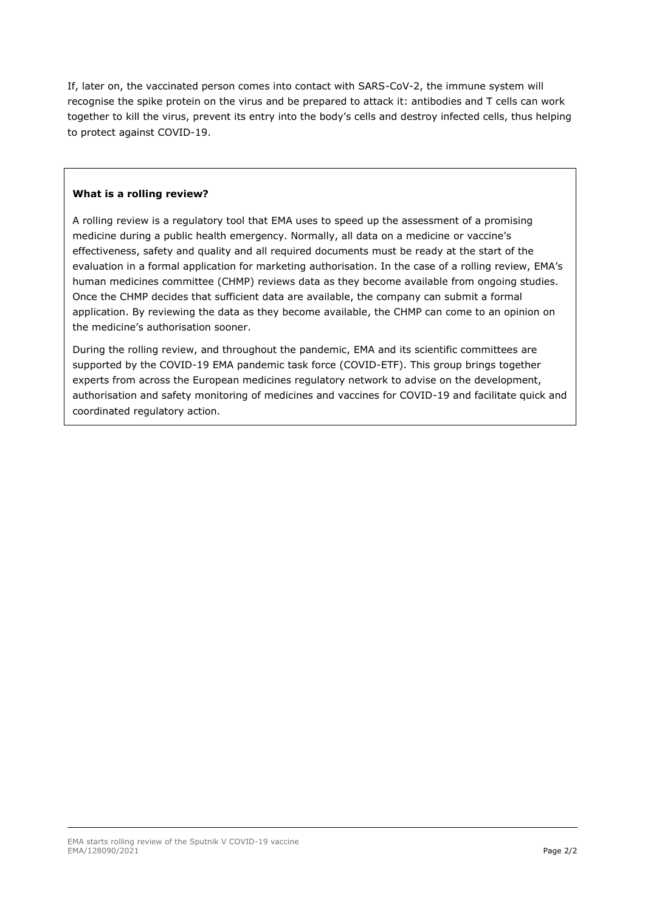If, later on, the vaccinated person comes into contact with SARS-CoV-2, the immune system will recognise the spike protein on the virus and be prepared to attack it: antibodies and T cells can work together to kill the virus, prevent its entry into the body's cells and destroy infected cells, thus helping to protect against COVID-19.

**What is a rolling review?**

A rolling review is a regulatory tool that EMA uses to speed up the assessment of a promising medicine during a public health emergency. Normally, all data on a medicine or vaccine's effectiveness, safety and quality and all required documents must be ready at the start of the evaluation in a formal application for marketing authorisation. In the case of a rolling review, EMA's human medicines committee (CHMP) reviews data as they become available from ongoing studies. Once the CHMP decides that sufficient data are available, the company can submit a formal application. By reviewing the data as they become available, the CHMP can come to an opinion on the medicine's authorisation sooner.

During the rolling review, and throughout the pandemic, EMA and its scientific committees are supported by the COVID-19 EMA pandemic task force (COVID-ETF). This group brings together experts from across the European medicines regulatory network to advise on the development, authorisation and safety monitoring of medicines and vaccines for COVID-19 and facilitate quick and coordinated regulatory action.